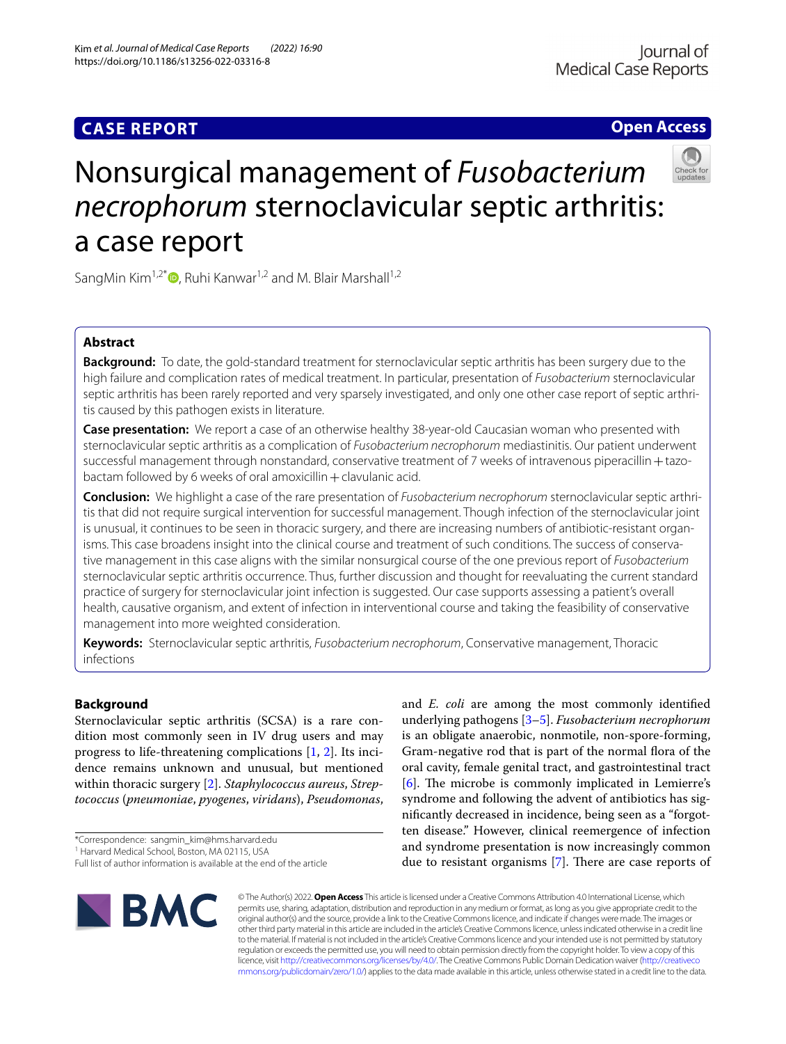**CASE REPORT** **Open Access**

# Nonsurgical management of *Fusobacterium necrophorum* sternoclavicular septic arthritis: a case report

SangMin Kim[1,2*], Ruhi Kanwar[1,2] and M. Blair Marshall[1,2]

## Abstract

**Background:** To date, the gold-standard treatment for sternoclavicular septic arthritis has been surgery due to the high failure and complication rates of medical treatment. In particular, presentation of *Fusobacterium* sternoclavicular septic arthritis has been rarely reported and very sparsely investigated, and only one other case report of septic arthritis caused by this pathogen exists in literature.

**Case presentation:** We report a case of an otherwise healthy 38-year-old Caucasian woman who presented with sternoclavicular septic arthritis as a complication of *Fusobacterium necrophorum* mediastinitis. Our patient underwent successful management through nonstandard, conservative treatment of 7 weeks of intravenous piperacillin + tazobactam followed by 6 weeks of oral amoxicillin + clavulanic acid.

**Conclusion:** We highlight a case of the rare presentation of *Fusobacterium necrophorum* sternoclavicular septic arthritis that did not require surgical intervention for successful management. Though infection of the sternoclavicular joint is unusual, it continues to be seen in thoracic surgery, and there are increasing numbers of antibiotic-resistant organisms. This case broadens insight into the clinical course and treatment of such conditions. The success of conservative management in this case aligns with the similar nonsurgical course of the one previous report of *Fusobacterium* sternoclavicular septic arthritis occurrence. Thus, further discussion and thought for reevaluating the current standard practice of surgery for sternoclavicular joint infection is suggested. Our case supports assessing a patient's overall health, causative organism, and extent of infection in interventional course and taking the feasibility of conservative management into more weighted consideration.

**Keywords:** Sternoclavicular septic arthritis, *Fusobacterium necrophorum*, Conservative management, Thoracic infections

## Background

Sternoclavicular septic arthritis (SCSA) is a rare condition most commonly seen in IV drug users and may progress to life-threatening complications [1, 2]. Its incidence remains unknown and unusual, but mentioned within thoracic surgery [2]. *Staphylococcus aureus*, *Streptococcus* (*pneumoniae*, *pyogenes*, *viridans*), *Pseudomonas*, and *E. coli* are among the most commonly identified underlying pathogens [3–5]. *Fusobacterium necrophorum* is an obligate anaerobic, nonmotile, non-spore-forming, Gram-negative rod that is part of the normal flora of the oral cavity, female genital tract, and gastrointestinal tract [6]. The microbe is commonly implicated in Lemierre's syndrome and following the advent of antibiotics has significantly decreased in incidence, being seen as a "forgotten disease." However, clinical reemergence of infection and syndrome presentation is now increasingly common due to resistant organisms [7]. There are case reports of

*Correspondence: sangmin_kim@hms.harvard.edu
[1] Harvard Medical School, Boston, MA 02115, USA
Full list of author information is available at the end of the article

© The Author(s) 2022. **Open Access** This article is licensed under a Creative Commons Attribution 4.0 International License, which permits use, sharing, adaptation, distribution and reproduction in any medium or format, as long as you give appropriate credit to the original author(s) and the source, provide a link to the Creative Commons licence, and indicate if changes were made. The images or other third party material in this article are included in the article's Creative Commons licence, unless indicated otherwise in a credit line to the material. If material is not included in the article's Creative Commons licence and your intended use is not permitted by statutory regulation or exceeds the permitted use, you will need to obtain permission directly from the copyright holder. To view a copy of this licence, visit http://creativecommons.org/licenses/by/4.0/. The Creative Commons Public Domain Dedication waiver (http://creativecommons.org/publicdomain/zero/1.0/) applies to the data made available in this article, unless otherwise stated in a credit line to the data.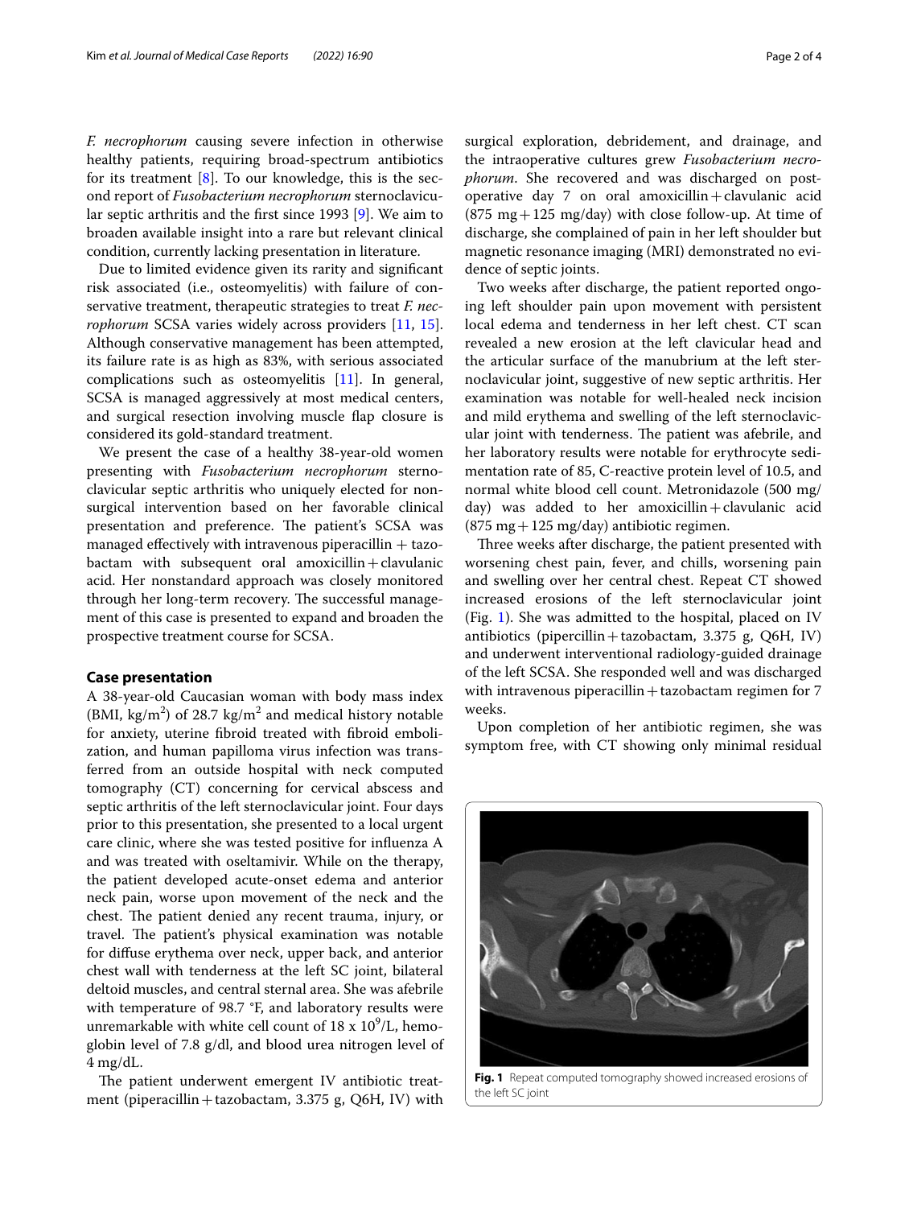*F. necrophorum* causing severe infection in otherwise healthy patients, requiring broad-spectrum antibiotics for its treatment [8]. To our knowledge, this is the second report of *Fusobacterium necrophorum* sternoclavicular septic arthritis and the first since 1993 [9]. We aim to broaden available insight into a rare but relevant clinical condition, currently lacking presentation in literature.

Due to limited evidence given its rarity and significant risk associated (i.e., osteomyelitis) with failure of conservative treatment, therapeutic strategies to treat *F. necrophorum* SCSA varies widely across providers [11, 15]. Although conservative management has been attempted, its failure rate is as high as 83%, with serious associated complications such as osteomyelitis [11]. In general, SCSA is managed aggressively at most medical centers, and surgical resection involving muscle flap closure is considered its gold-standard treatment.

We present the case of a healthy 38-year-old women presenting with *Fusobacterium necrophorum* sternoclavicular septic arthritis who uniquely elected for nonsurgical intervention based on her favorable clinical presentation and preference. The patient's SCSA was managed effectively with intravenous piperacillin + tazobactam with subsequent oral amoxicillin + clavulanic acid. Her nonstandard approach was closely monitored through her long-term recovery. The successful management of this case is presented to expand and broaden the prospective treatment course for SCSA.

## Case presentation

A 38-year-old Caucasian woman with body mass index (BMI, kg/$m^2$) of 28.7 kg/$m^2$ and medical history notable for anxiety, uterine fibroid treated with fibroid embolization, and human papilloma virus infection was transferred from an outside hospital with neck computed tomography (CT) concerning for cervical abscess and septic arthritis of the left sternoclavicular joint. Four days prior to this presentation, she presented to a local urgent care clinic, where she was tested positive for influenza A and was treated with oseltamivir. While on the therapy, the patient developed acute-onset edema and anterior neck pain, worse upon movement of the neck and the chest. The patient denied any recent trauma, injury, or travel. The patient's physical examination was notable for diffuse erythema over neck, upper back, and anterior chest wall with tenderness at the left SC joint, bilateral deltoid muscles, and central sternal area. She was afebrile with temperature of 98.7 °F, and laboratory results were unremarkable with white cell count of 18 x $10^9$/L, hemoglobin level of 7.8 g/dl, and blood urea nitrogen level of 4 mg/dL.

The patient underwent emergent IV antibiotic treatment (piperacillin + tazobactam, 3.375 g, Q6H, IV) with surgical exploration, debridement, and drainage, and the intraoperative cultures grew *Fusobacterium necrophorum*. She recovered and was discharged on postoperative day 7 on oral amoxicillin + clavulanic acid (875 mg + 125 mg/day) with close follow-up. At time of discharge, she complained of pain in her left shoulder but magnetic resonance imaging (MRI) demonstrated no evidence of septic joints.

Two weeks after discharge, the patient reported ongoing left shoulder pain upon movement with persistent local edema and tenderness in her left chest. CT scan revealed a new erosion at the left clavicular head and the articular surface of the manubrium at the left sternoclavicular joint, suggestive of new septic arthritis. Her examination was notable for well-healed neck incision and mild erythema and swelling of the left sternoclavicular joint with tenderness. The patient was afebrile, and her laboratory results were notable for erythrocyte sedimentation rate of 85, C-reactive protein level of 10.5, and normal white blood cell count. Metronidazole (500 mg/day) was added to her amoxicillin + clavulanic acid (875 mg + 125 mg/day) antibiotic regimen.

Three weeks after discharge, the patient presented with worsening chest pain, fever, and chills, worsening pain and swelling over her central chest. Repeat CT showed increased erosions of the left sternoclavicular joint (Fig. 1). She was admitted to the hospital, placed on IV antibiotics (pipercillin + tazobactam, 3.375 g, Q6H, IV) and underwent interventional radiology-guided drainage of the left SCSA. She responded well and was discharged with intravenous piperacillin + tazobactam regimen for 7 weeks.

Upon completion of her antibiotic regimen, she was symptom free, with CT showing only minimal residual

**Fig. 1** Repeat computed tomography showed increased erosions of the left SC joint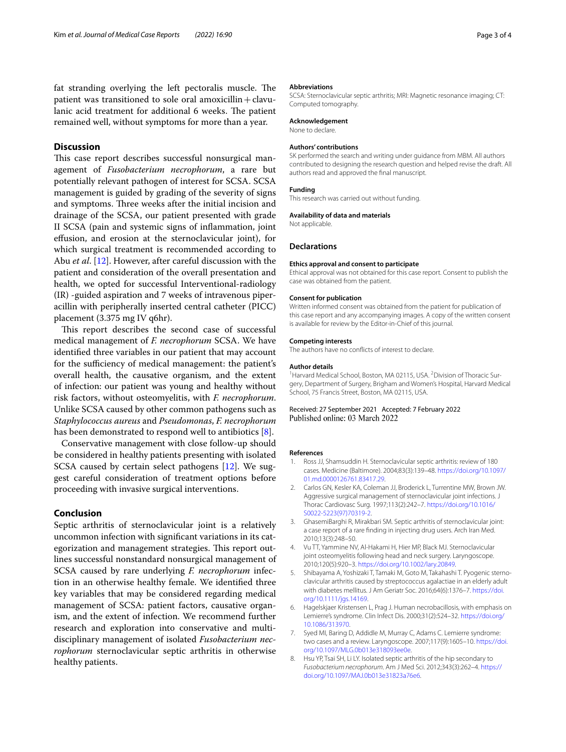fat stranding overlying the left pectoralis muscle. The patient was transitioned to sole oral amoxicillin + clavulanic acid treatment for additional 6 weeks. The patient remained well, without symptoms for more than a year.

## Discussion

This case report describes successful nonsurgical management of *Fusobacterium necrophorum*, a rare but potentially relevant pathogen of interest for SCSA. SCSA management is guided by grading of the severity of signs and symptoms. Three weeks after the initial incision and drainage of the SCSA, our patient presented with grade II SCSA (pain and systemic signs of inflammation, joint effusion, and erosion at the sternoclavicular joint), for which surgical treatment is recommended according to Abu *et al*. [12]. However, after careful discussion with the patient and consideration of the overall presentation and health, we opted for successful Interventional-radiology (IR) -guided aspiration and 7 weeks of intravenous piperacillin with peripherally inserted central catheter (PICC) placement (3.375 mg IV q6hr).

This report describes the second case of successful medical management of *F. necrophorum* SCSA. We have identified three variables in our patient that may account for the sufficiency of medical management: the patient's overall health, the causative organism, and the extent of infection: our patient was young and healthy without risk factors, without osteomyelitis, with *F. necrophorum*. Unlike SCSA caused by other common pathogens such as *Staphylococcus aureus* and *Pseudomonas*, *F. necrophorum* has been demonstrated to respond well to antibiotics [8].

Conservative management with close follow-up should be considered in healthy patients presenting with isolated SCSA caused by certain select pathogens [12]. We suggest careful consideration of treatment options before proceeding with invasive surgical interventions.

## Conclusion

Septic arthritis of sternoclavicular joint is a relatively uncommon infection with significant variations in its categorization and management strategies. This report outlines successful nonstandard nonsurgical management of SCSA caused by rare underlying *F. necrophorum* infection in an otherwise healthy female. We identified three key variables that may be considered regarding medical management of SCSA: patient factors, causative organism, and the extent of infection. We recommend further research and exploration into conservative and multidisciplinary management of isolated *Fusobacterium necrophorum* sternoclavicular septic arthritis in otherwise healthy patients.

### Abbreviations

SCSA: Sternoclavicular septic arthritis; MRI: Magnetic resonance imaging; CT: Computed tomography.

### Acknowledgement

None to declare.

### Authors' contributions

SK performed the search and writing under guidance from MBM. All authors contributed to designing the research question and helped revise the draft. All authors read and approved the final manuscript.

### Funding

This research was carried out without funding.

### Availability of data and materials

Not applicable.

## Declarations

### Ethics approval and consent to participate

Ethical approval was not obtained for this case report. Consent to publish the case was obtained from the patient.

### Consent for publication

Written informed consent was obtained from the patient for publication of this case report and any accompanying images. A copy of the written consent is available for review by the Editor-in-Chief of this journal.

### Competing interests

The authors have no conflicts of interest to declare.

### Author details

[1] Harvard Medical School, Boston, MA 02115, USA. [2] Division of Thoracic Surgery, Department of Surgery, Brigham and Women's Hospital, Harvard Medical School, 75 Francis Street, Boston, MA 02115, USA.

Received: 27 September 2021 Accepted: 7 February 2022
Published online: 03 March 2022

### References

1. Ross JJ, Shamsuddin H. Sternoclavicular septic arthritis: review of 180 cases. Medicine (Baltimore). 2004;83(3):139–48. https://doi.org/10.1097/01.md.0000126761.83417.29.
2. Carlos GN, Kesler KA, Coleman JJ, Broderick L, Turrentine MW, Brown JW. Aggressive surgical management of sternoclavicular joint infections. J Thorac Cardiovasc Surg. 1997;113(2):242–7. https://doi.org/10.1016/S0022-5223(97)70319-2.
3. GhasemiBarghi R, Mirakbari SM. Septic arthritis of sternoclavicular joint: a case report of a rare finding in injecting drug users. Arch Iran Med. 2010;13(3):248–50.
4. Vu TT, Yammine NV, Al-Hakami H, Hier MP, Black MJ. Sternoclavicular joint osteomyelitis following head and neck surgery. Laryngoscope. 2010;120(5):920–3. https://doi.org/10.1002/lary.20849.
5. Shibayama A, Yoshizaki T, Tamaki M, Goto M, Takahashi T. Pyogenic sternoclavicular arthritis caused by streptococcus agalactiae in an elderly adult with diabetes mellitus. J Am Geriatr Soc. 2016;64(6):1376–7. https://doi.org/10.1111/jgs.14169.
6. Hagelskjaer Kristensen L, Prag J. Human necrobacillosis, with emphasis on Lemierre's syndrome. Clin Infect Dis. 2000;31(2):524–32. https://doi.org/10.1086/313970.
7. Syed MI, Baring D, Addidle M, Murray C, Adams C. Lemierre syndrome: two cases and a review. Laryngoscope. 2007;117(9):1605–10. https://doi.org/10.1097/MLG.0b013e318093ee0e.
8. Hsu YP, Tsai SH, Li LY. Isolated septic arthritis of the hip secondary to *Fusobacterium necrophorum*. Am J Med Sci. 2012;343(3):262–4. https://doi.org/10.1097/MAJ.0b013e31823a76e6.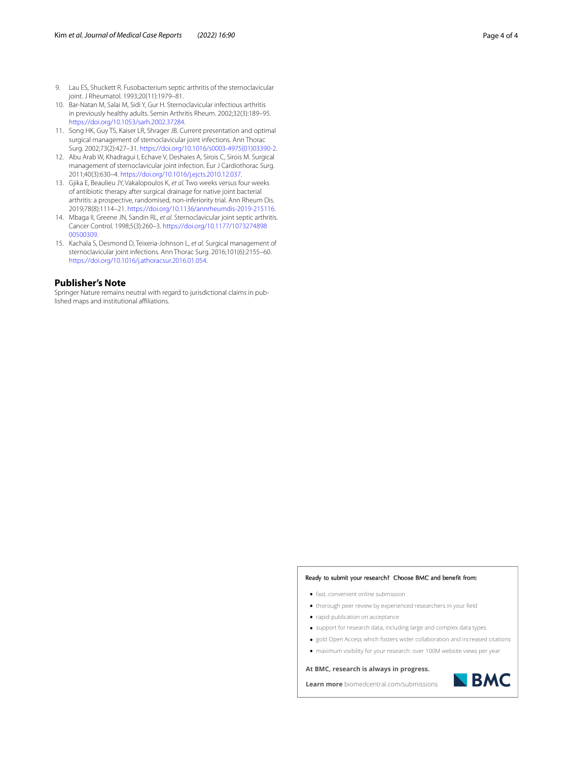9. Lau ES, Shuckett R. Fusobacterium septic arthritis of the sternoclavicular joint. J Rheumatol. 1993;20(11):1979–81.
10. Bar-Natan M, Salai M, Sidi Y, Gur H. Sternoclavicular infectious arthritis in previously healthy adults. Semin Arthritis Rheum. 2002;32(3):189–95. https://doi.org/10.1053/sarh.2002.37284.
11. Song HK, Guy TS, Kaiser LR, Shrager JB. Current presentation and optimal surgical management of sternoclavicular joint infections. Ann Thorac Surg. 2002;73(2):427–31. https://doi.org/10.1016/s0003-4975(01)03390-2.
12. Abu Arab W, Khadragui I, Echave V, Deshaies A, Sirois C, Sirois M. Surgical management of sternoclavicular joint infection. Eur J Cardiothorac Surg. 2011;40(3):630–4. https://doi.org/10.1016/j.ejcts.2010.12.037.
13. Gjika E, Beaulieu JY, Vakalopoulos K, *et al.* Two weeks versus four weeks of antibiotic therapy after surgical drainage for native joint bacterial arthritis: a prospective, randomised, non-inferiority trial. Ann Rheum Dis. 2019;78(8):1114–21. https://doi.org/10.1136/annrheumdis-2019-215116.
14. Mbaga II, Greene JN, Sandin RL, *et al.* Sternoclavicular joint septic arthritis. Cancer Control. 1998;5(3):260–3. https://doi.org/10.1177/107327489800500309.
15. Kachala S, Desmond D, Teixeria-Johnson L, *et al.* Surgical management of sternoclavicular joint infections. Ann Thorac Surg. 2016;101(6):2155–60. https://doi.org/10.1016/j.athoracsur.2016.01.054.

## Publisher's Note

Springer Nature remains neutral with regard to jurisdictional claims in published maps and institutional affiliations.

Ready to submit your research? Choose BMC and benefit from:

- fast, convenient online submission
- thorough peer review by experienced researchers in your field
- rapid publication on acceptance
- support for research data, including large and complex data types
- gold Open Access which fosters wider collaboration and increased citations
- maximum visibility for your research: over 100M website views per year

**At BMC, research is always in progress.**

**Learn more** biomedcentral.com/submissions

BMC